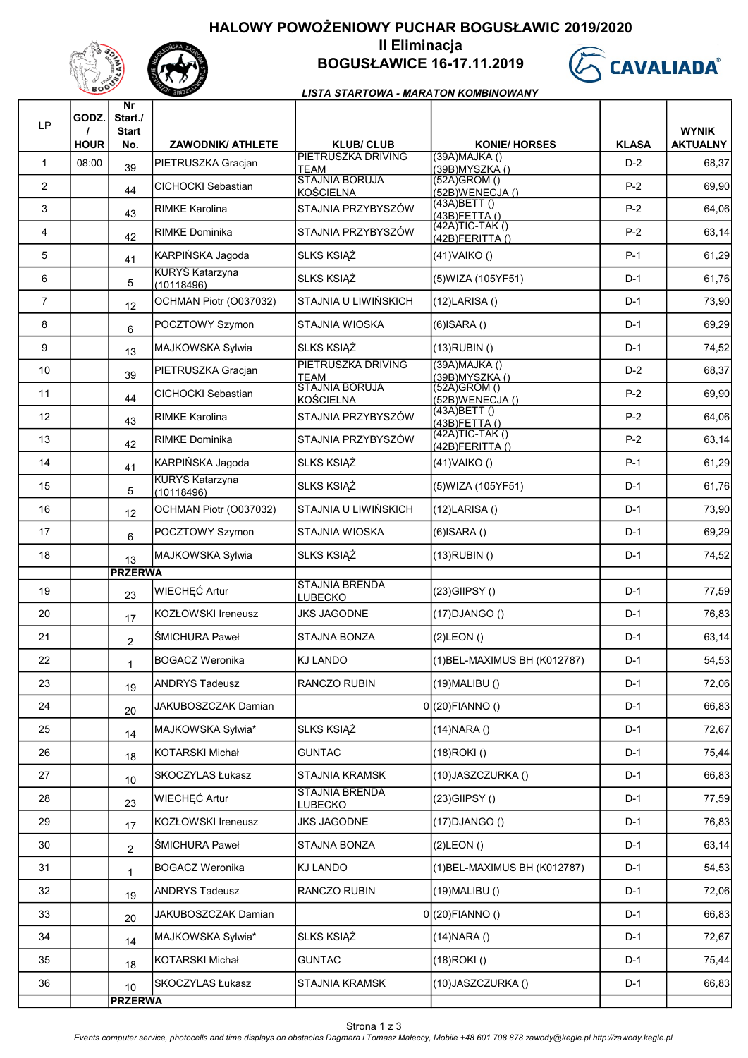# HALOWY POWOŻENIOWY PUCHAR BOGUSŁAWIC 2019/2020

## II Eliminacja

## BOGUSŁAWICE 16-17.11.2019

*LISTA STARTOWA - MARATON KOMBINOWANY*

| LP | GODZ. / HOUR | Nr Start./ Start No. | ZAWODNIK/ ATHLETE | KLUB/ CLUB | KONIE/ HORSES | KLASA | WYNIK AKTUALNY |
|---|---|---|---|---|---|---|---|
| 1 | 08:00 | 39 | PIETRUSZKA Gracjan | PIETRUSZKA DRIVING TEAM | (39A)MAJKA () (39B)MYSZKA () | D-2 | 68,37 |
| 2 | | 44 | CICHOCKI Sebastian | STAJNIA BORUJA KOŚCIELNA | (52A)GROM () (52B)WENECJA () | P-2 | 69,90 |
| 3 | | 43 | RIMKE Karolina | STAJNIA PRZYBYSZÓW | (43A)BETT () (43B)FETTA () | P-2 | 64,06 |
| 4 | | 42 | RIMKE Dominika | STAJNIA PRZYBYSZÓW | (42A)TIC-TAK () (42B)FERITTA () | P-2 | 63,14 |
| 5 | | 41 | KARPIŃSKA Jagoda | SLKS KSIĄŻ | (41)VAIKO () | P-1 | 61,29 |
| 6 | | 5 | KURYŚ Katarzyna (10118496) | SLKS KSIĄŻ | (5)WIZA (105YF51) | D-1 | 61,76 |
| 7 | | 12 | OCHMAN Piotr (O037032) | STAJNIA U LIWIŃSKICH | (12)LARISA () | D-1 | 73,90 |
| 8 | | 6 | POCZTOWY Szymon | STAJNIA WIOSKA | (6)ISARA () | D-1 | 69,29 |
| 9 | | 13 | MAJKOWSKA Sylwia | SLKS KSIĄŻ | (13)RUBIN () | D-1 | 74,52 |
| 10 | | 39 | PIETRUSZKA Gracjan | PIETRUSZKA DRIVING TEAM | (39A)MAJKA () (39B)MYSZKA () | D-2 | 68,37 |
| 11 | | 44 | CICHOCKI Sebastian | STAJNIA BORUJA KOŚCIELNA | (52A)GROM () (52B)WENECJA () | P-2 | 69,90 |
| 12 | | 43 | RIMKE Karolina | STAJNIA PRZYBYSZÓW | (43A)BETT () (43B)FETTA () | P-2 | 64,06 |
| 13 | | 42 | RIMKE Dominika | STAJNIA PRZYBYSZÓW | (42A)TIC-TAK () (42B)FERITTA () | P-2 | 63,14 |
| 14 | | 41 | KARPIŃSKA Jagoda | SLKS KSIĄŻ | (41)VAIKO () | P-1 | 61,29 |
| 15 | | 5 | KURYŚ Katarzyna (10118496) | SLKS KSIĄŻ | (5)WIZA (105YF51) | D-1 | 61,76 |
| 16 | | 12 | OCHMAN Piotr (O037032) | STAJNIA U LIWIŃSKICH | (12)LARISA () | D-1 | 73,90 |
| 17 | | 6 | POCZTOWY Szymon | STAJNIA WIOSKA | (6)ISARA () | D-1 | 69,29 |
| 18 | | 13 | MAJKOWSKA Sylwia | SLKS KSIĄŻ | (13)RUBIN () | D-1 | 74,52 |
| | | **PRZERWA** | | | | | |
| 19 | | 23 | WIECHĘĆ Artur | STAJNIA BRENDA LUBECKO | (23)GIIPSY () | D-1 | 77,59 |
| 20 | | 17 | KOZŁOWSKI Ireneusz | JKS JAGODNE | (17)DJANGO () | D-1 | 76,83 |
| 21 | | 2 | ŚMICHURA Paweł | STAJNA BONZA | (2)LEON () | D-1 | 63,14 |
| 22 | | 1 | BOGACZ Weronika | KJ LANDO | (1)BEL-MAXIMUS BH (K012787) | D-1 | 54,53 |
| 23 | | 19 | ANDRYS Tadeusz | RANCZO RUBIN | (19)MALIBU () | D-1 | 72,06 |
| 24 | | 20 | JAKUBOSZCZAK Damian | 0 | (20)FIANNO () | D-1 | 66,83 |
| 25 | | 14 | MAJKOWSKA Sylwia* | SLKS KSIĄŻ | (14)NARA () | D-1 | 72,67 |
| 26 | | 18 | KOTARSKI Michał | GUNTAC | (18)ROKI () | D-1 | 75,44 |
| 27 | | 10 | SKOCZYLAS Łukasz | STAJNIA KRAMSK | (10)JASZCZURKA () | D-1 | 66,83 |
| 28 | | 23 | WIECHĘĆ Artur | STAJNIA BRENDA LUBECKO | (23)GIIPSY () | D-1 | 77,59 |
| 29 | | 17 | KOZŁOWSKI Ireneusz | JKS JAGODNE | (17)DJANGO () | D-1 | 76,83 |
| 30 | | 2 | ŚMICHURA Paweł | STAJNA BONZA | (2)LEON () | D-1 | 63,14 |
| 31 | | 1 | BOGACZ Weronika | KJ LANDO | (1)BEL-MAXIMUS BH (K012787) | D-1 | 54,53 |
| 32 | | 19 | ANDRYS Tadeusz | RANCZO RUBIN | (19)MALIBU () | D-1 | 72,06 |
| 33 | | 20 | JAKUBOSZCZAK Damian | 0 | (20)FIANNO () | D-1 | 66,83 |
| 34 | | 14 | MAJKOWSKA Sylwia* | SLKS KSIĄŻ | (14)NARA () | D-1 | 72,67 |
| 35 | | 18 | KOTARSKI Michał | GUNTAC | (18)ROKI () | D-1 | 75,44 |
| 36 | | 10 | SKOCZYLAS Łukasz | STAJNIA KRAMSK | (10)JASZCZURKA () | D-1 | 66,83 |
| | | **PRZERWA** | | | | | |

*Events computer service, photocells and time displays on obstacles Dagmara i Tomasz Małeccy, Mobile +48 601 708 878 zawody@kegle.pl http://zawody.kegle.pl*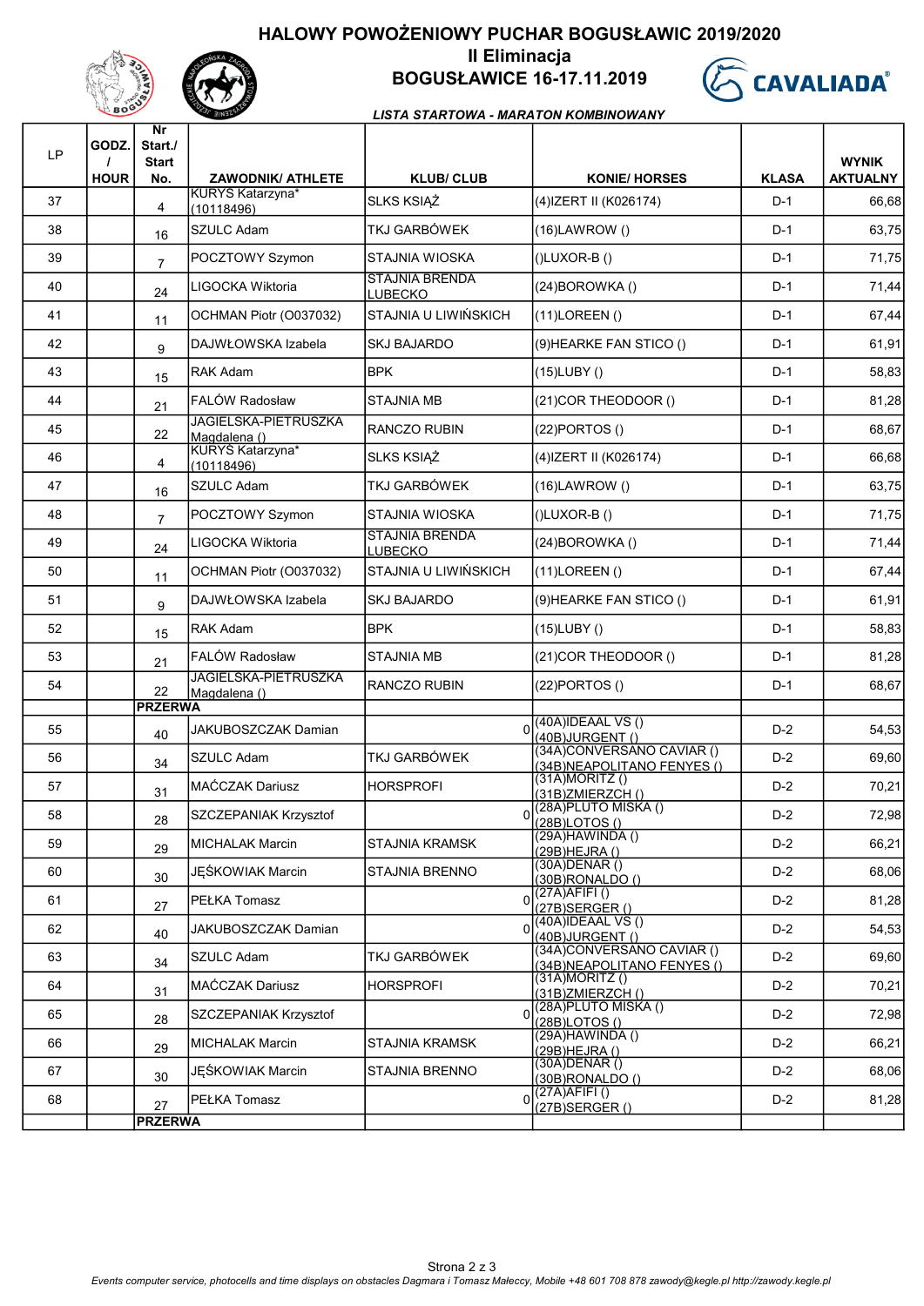# HALOWY POWOŻENIOWY PUCHAR BOGUSŁAWIC 2019/2020

## II Eliminacja

## BOGUSŁAWICE 16-17.11.2019

*LISTA STARTOWA - MARATON KOMBINOWANY*

| LP | GODZ. / HOUR | Nr Start./ Start No. | ZAWODNIK/ ATHLETE | KLUB/ CLUB | KONIE/ HORSES | KLASA | WYNIK AKTUALNY |
|---|---|---|---|---|---|---|---|
| 37 | | 4 | KURYS Katarzyna* (10118496) | SLKS KSIĄŻ | (4)IZERT II (K026174) | D-1 | 66,68 |
| 38 | | 16 | SZULC Adam | TKJ GARBÓWEK | (16)LAWROW () | D-1 | 63,75 |
| 39 | | 7 | POCZTOWY Szymon | STAJNIA WIOSKA | ()LUXOR-B () | D-1 | 71,75 |
| 40 | | 24 | LIGOCKA Wiktoria | STAJNIA BRENDA LUBECKO | (24)BOROWKA () | D-1 | 71,44 |
| 41 | | 11 | OCHMAN Piotr (O037032) | STAJNIA U LIWIŃSKICH | (11)LOREEN () | D-1 | 67,44 |
| 42 | | 9 | DAJWŁOWSKA Izabela | SKJ BAJARDO | (9)HEARKE FAN STICO () | D-1 | 61,91 |
| 43 | | 15 | RAK Adam | BPK | (15)LUBY () | D-1 | 58,83 |
| 44 | | 21 | FALÓW Radosław | STAJNIA MB | (21)COR THEODOOR () | D-1 | 81,28 |
| 45 | | 22 | JAGIELSKA-PIETRUSZKA Magdalena () | RANCZO RUBIN | (22)PORTOS () | D-1 | 68,67 |
| 46 | | 4 | KURYS Katarzyna* (10118496) | SLKS KSIĄŻ | (4)IZERT II (K026174) | D-1 | 66,68 |
| 47 | | 16 | SZULC Adam | TKJ GARBÓWEK | (16)LAWROW () | D-1 | 63,75 |
| 48 | | 7 | POCZTOWY Szymon | STAJNIA WIOSKA | ()LUXOR-B () | D-1 | 71,75 |
| 49 | | 24 | LIGOCKA Wiktoria | STAJNIA BRENDA LUBECKO | (24)BOROWKA () | D-1 | 71,44 |
| 50 | | 11 | OCHMAN Piotr (O037032) | STAJNIA U LIWIŃSKICH | (11)LOREEN () | D-1 | 67,44 |
| 51 | | 9 | DAJWŁOWSKA Izabela | SKJ BAJARDO | (9)HEARKE FAN STICO () | D-1 | 61,91 |
| 52 | | 15 | RAK Adam | BPK | (15)LUBY () | D-1 | 58,83 |
| 53 | | 21 | FALÓW Radosław | STAJNIA MB | (21)COR THEODOOR () | D-1 | 81,28 |
| 54 | | 22 | JAGIELSKA-PIETRUSZKA Magdalena () | RANCZO RUBIN | (22)PORTOS () | D-1 | 68,67 |
| | | **PRZERWA** | | | | | |
| 55 | | 40 | JAKUBOSZCZAK Damian | 0 | (40A)IDEAAL VS () (40B)JURGENT () | D-2 | 54,53 |
| 56 | | 34 | SZULC Adam | TKJ GARBÓWEK | (34A)CONVERSANO CAVIAR () (34B)NEAPOLITANO FENYES () | D-2 | 69,60 |
| 57 | | 31 | MAĆCZAK Dariusz | HORSPROFI | (31A)MORITZ () (31B)ZMIERZCH () | D-2 | 70,21 |
| 58 | | 28 | SZCZEPANIAK Krzysztof | 0 | (28A)PLUTO MISKA () (28B)LOTOS () | D-2 | 72,98 |
| 59 | | 29 | MICHALAK Marcin | STAJNIA KRAMSK | (29A)HAWINDA () (29B)HEJRA () | D-2 | 66,21 |
| 60 | | 30 | JĘŚKOWIAK Marcin | STAJNIA BRENNO | (30A)DENAR () (30B)RONALDO () | D-2 | 68,06 |
| 61 | | 27 | PEŁKA Tomasz | 0 | (27A)AFIFI () (27B)SERGER () | D-2 | 81,28 |
| 62 | | 40 | JAKUBOSZCZAK Damian | 0 | (40A)IDEAAL VS () (40B)JURGENT () | D-2 | 54,53 |
| 63 | | 34 | SZULC Adam | TKJ GARBÓWEK | (34A)CONVERSANO CAVIAR () (34B)NEAPOLITANO FENYES () | D-2 | 69,60 |
| 64 | | 31 | MAĆCZAK Dariusz | HORSPROFI | (31A)MORITZ () (31B)ZMIERZCH () | D-2 | 70,21 |
| 65 | | 28 | SZCZEPANIAK Krzysztof | 0 | (28A)PLUTO MISKA () (28B)LOTOS () | D-2 | 72,98 |
| 66 | | 29 | MICHALAK Marcin | STAJNIA KRAMSK | (29A)HAWINDA () (29B)HEJRA () | D-2 | 66,21 |
| 67 | | 30 | JĘŚKOWIAK Marcin | STAJNIA BRENNO | (30A)DENAR () (30B)RONALDO () | D-2 | 68,06 |
| 68 | | 27 | PEŁKA Tomasz | 0 | (27A)AFIFI () (27B)SERGER () | D-2 | 81,28 |
| | | **PRZERWA** | | | | | |

*Events computer service, photocells and time displays on obstacles Dagmara i Tomasz Małeccy, Mobile +48 601 708 878 zawody@kegle.pl http://zawody.kegle.pl*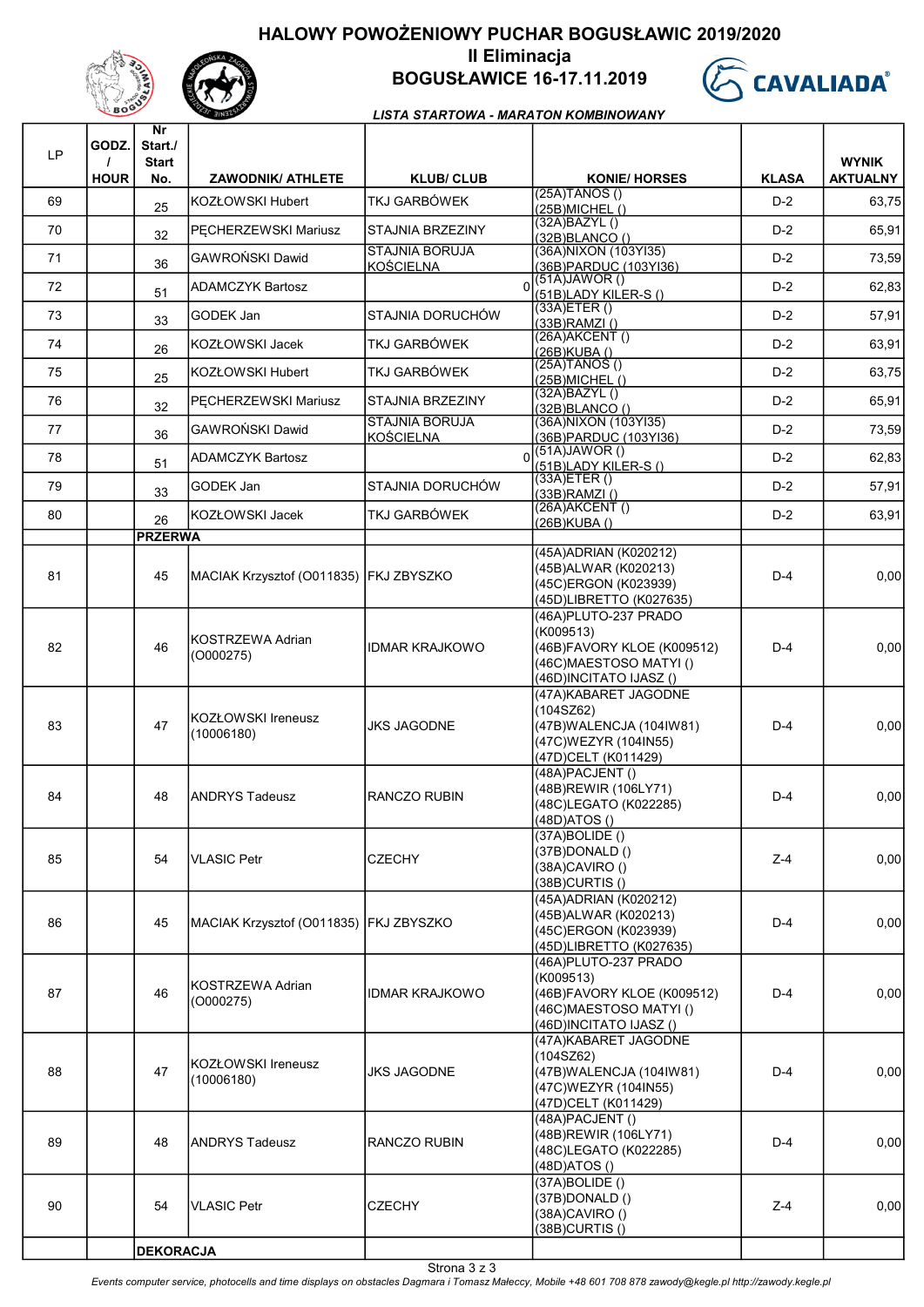# HALOWY POWOŻENIOWY PUCHAR BOGUSŁAWIC 2019/2020

## II Eliminacja

## BOGUSŁAWICE 16-17.11.2019

*LISTA STARTOWA - MARATON KOMBINOWANY*

| LP | GODZ. / HOUR | Nr Start./ Start No. | ZAWODNIK/ ATHLETE | KLUB/ CLUB | KONIE/ HORSES | KLASA | WYNIK AKTUALNY |
|---|---|---|---|---|---|---|---|
| 69 | | 25 | KOZŁOWSKI Hubert | TKJ GARBÓWEK | (25A)TANOS () (25B)MICHEL () | D-2 | 63,75 |
| 70 | | 32 | PĘCHERZEWSKI Mariusz | STAJNIA BRZEZINY | (32A)BAZYL () (32B)BLANCO () | D-2 | 65,91 |
| 71 | | 36 | GAWROŃSKI Dawid | STAJNIA BORUJA KOŚCIELNA | (36A)NIXON (103YI35) (36B)PARDUC (103YI36) | D-2 | 73,59 |
| 72 | | 51 | ADAMCZYK Bartosz | 0 | (51A)JAWOR () (51B)LADY KILER-S () | D-2 | 62,83 |
| 73 | | 33 | GODEK Jan | STAJNIA DORUCHÓW | (33A)ETER () (33B)RAMZI () | D-2 | 57,91 |
| 74 | | 26 | KOZŁOWSKI Jacek | TKJ GARBÓWEK | (26A)AKCENT () (26B)KUBA () | D-2 | 63,91 |
| 75 | | 25 | KOZŁOWSKI Hubert | TKJ GARBÓWEK | (25A)TANOS () (25B)MICHEL () | D-2 | 63,75 |
| 76 | | 32 | PĘCHERZEWSKI Mariusz | STAJNIA BRZEZINY | (32A)BAZYL () (32B)BLANCO () | D-2 | 65,91 |
| 77 | | 36 | GAWROŃSKI Dawid | STAJNIA BORUJA KOŚCIELNA | (36A)NIXON (103YI35) (36B)PARDUC (103YI36) | D-2 | 73,59 |
| 78 | | 51 | ADAMCZYK Bartosz | 0 | (51A)JAWOR () (51B)LADY KILER-S () | D-2 | 62,83 |
| 79 | | 33 | GODEK Jan | STAJNIA DORUCHÓW | (33A)ETER () (33B)RAMZI () | D-2 | 57,91 |
| 80 | | 26 | KOZŁOWSKI Jacek | TKJ GARBÓWEK | (26A)AKCENT () (26B)KUBA () | D-2 | 63,91 |
| | | PRZERWA | | | | | |
| 81 | | 45 | MACIAK Krzysztof (O011835) | FKJ ZBYSZKO | (45A)ADRIAN (K020212) (45B)ALWAR (K020213) (45C)ERGON (K023939) (45D)LIBRETTO (K027635) | D-4 | 0,00 |
| 82 | | 46 | KOSTRZEWA Adrian (O000275) | IDMAR KRAJKOWO | (46A)PLUTO-237 PRADO (K009513) (46B)FAVORY KLOE (K009512) (46C)MAESTOSO MATYI () (46D)INCITATO IJASZ () | D-4 | 0,00 |
| 83 | | 47 | KOZŁOWSKI Ireneusz (10006180) | JKS JAGODNE | (47A)KABARET JAGODNE (104SZ62) (47B)WALENCJA (104IW81) (47C)WEZYR (104IN55) (47D)CELT (K011429) | D-4 | 0,00 |
| 84 | | 48 | ANDRYS Tadeusz | RANCZO RUBIN | (48A)PACJENT () (48B)REWIR (106LY71) (48C)LEGATO (K022285) (48D)ATOS () | D-4 | 0,00 |
| 85 | | 54 | VLASIC Petr | CZECHY | (37A)BOLIDE () (37B)DONALD () (38A)CAVIRO () (38B)CURTIS () | Z-4 | 0,00 |
| 86 | | 45 | MACIAK Krzysztof (O011835) | FKJ ZBYSZKO | (45A)ADRIAN (K020212) (45B)ALWAR (K020213) (45C)ERGON (K023939) (45D)LIBRETTO (K027635) | D-4 | 0,00 |
| 87 | | 46 | KOSTRZEWA Adrian (O000275) | IDMAR KRAJKOWO | (46A)PLUTO-237 PRADO (K009513) (46B)FAVORY KLOE (K009512) (46C)MAESTOSO MATYI () (46D)INCITATO IJASZ () | D-4 | 0,00 |
| 88 | | 47 | KOZŁOWSKI Ireneusz (10006180) | JKS JAGODNE | (47A)KABARET JAGODNE (104SZ62) (47B)WALENCJA (104IW81) (47C)WEZYR (104IN55) (47D)CELT (K011429) | D-4 | 0,00 |
| 89 | | 48 | ANDRYS Tadeusz | RANCZO RUBIN | (48A)PACJENT () (48B)REWIR (106LY71) (48C)LEGATO (K022285) (48D)ATOS () | D-4 | 0,00 |
| 90 | | 54 | VLASIC Petr | CZECHY | (37A)BOLIDE () (37B)DONALD () (38A)CAVIRO () (38B)CURTIS () | Z-4 | 0,00 |
| | | DEKORACJA | | | | | |

*Events computer service, photocells and time displays on obstacles Dagmara i Tomasz Małeccy, Mobile +48 601 708 878 zawody@kegle.pl http://zawody.kegle.pl*